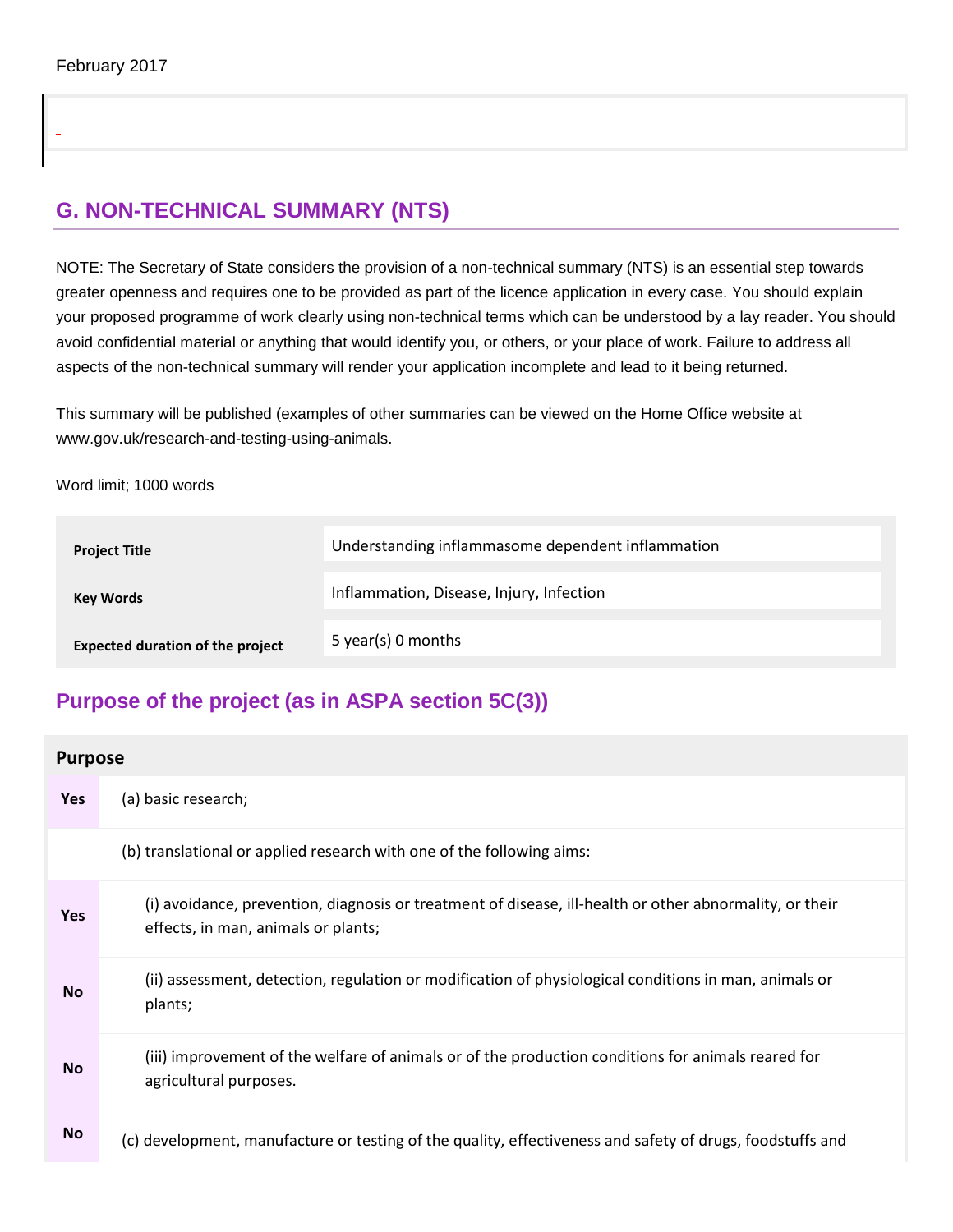February 2017

## G. NON-TECHNICAL SUMMARY (NTS)

NOTE: The Secretary of State considers the provision of a non-technical summary (NTS) is an essential step towards greater openness and requires one to be provided as part of the licence application in every case. You should explain your proposed programme of work clearly using non-technical terms which can be understood by a lay reader. You should avoid confidential material or anything that would identify you, or others, or your place of work. Failure to address all aspects of the non-technical summary will render your application incomplete and lead to it being returned.

This summary will be published (examples of other summaries can be viewed on the Home Office website at www.gov.uk/research-and-testing-using-animals.

Word limit; 1000 words

| | |
|---|---|
| **Project Title** | Understanding inflammasome dependent inflammation |
| **Key Words** | Inflammation, Disease, Injury, Infection |
| **Expected duration of the project** | 5 year(s) 0 months |

## Purpose of the project (as in ASPA section 5C(3))

| **Purpose** | |
|---|---|
| **Yes** | (a) basic research; |
| | (b) translational or applied research with one of the following aims: |
| **Yes** | (i) avoidance, prevention, diagnosis or treatment of disease, ill-health or other abnormality, or their effects, in man, animals or plants; |
| **No** | (ii) assessment, detection, regulation or modification of physiological conditions in man, animals or plants; |
| **No** | (iii) improvement of the welfare of animals or of the production conditions for animals reared for agricultural purposes. |
| **No** | (c) development, manufacture or testing of the quality, effectiveness and safety of drugs, foodstuffs and |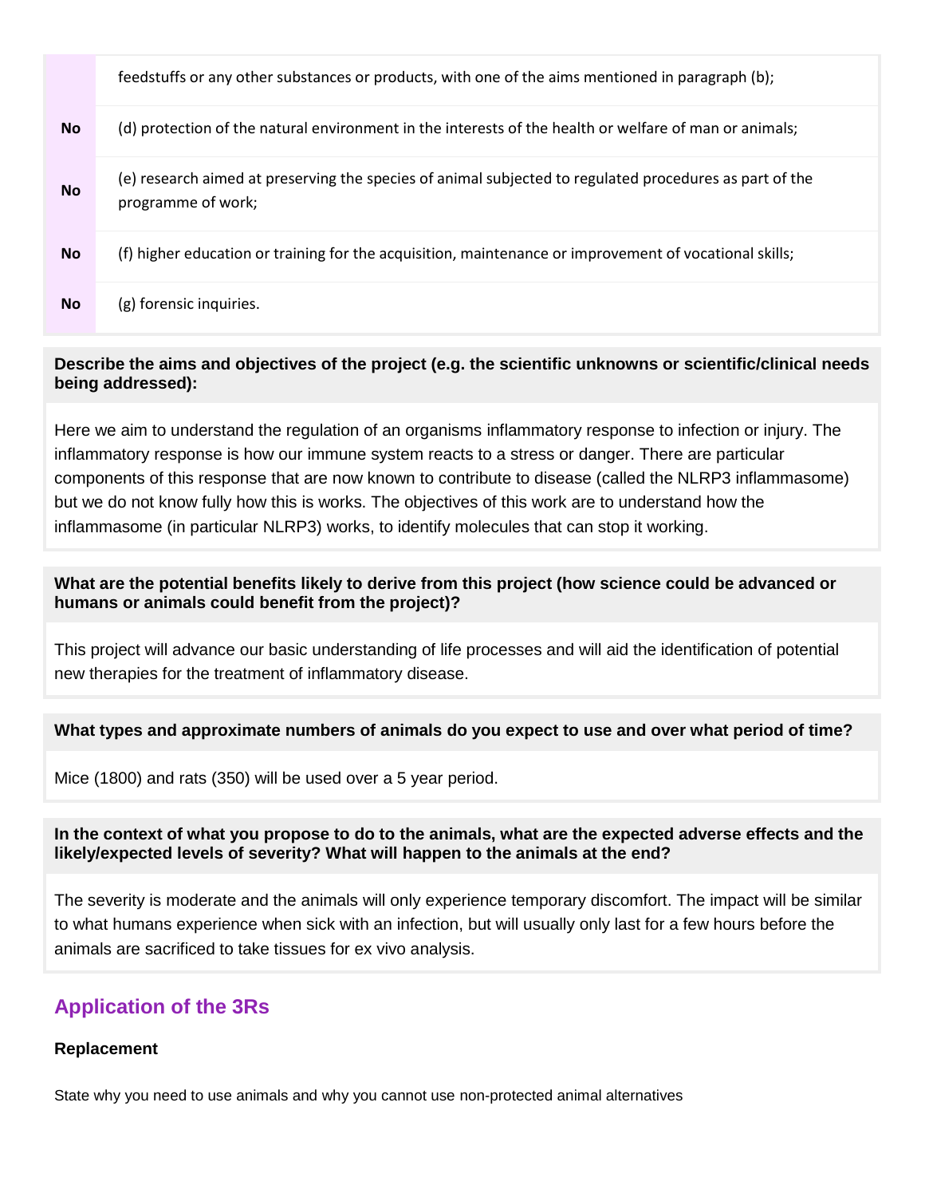|  | feedstuffs or any other substances or products, with one of the aims mentioned in paragraph (b); |
| --- | --- |
| **No** | (d) protection of the natural environment in the interests of the health or welfare of man or animals; |
| **No** | (e) research aimed at preserving the species of animal subjected to regulated procedures as part of the programme of work; |
| **No** | (f) higher education or training for the acquisition, maintenance or improvement of vocational skills; |
| **No** | (g) forensic inquiries. |

**Describe the aims and objectives of the project (e.g. the scientific unknowns or scientific/clinical needs being addressed):**

Here we aim to understand the regulation of an organisms inflammatory response to infection or injury. The inflammatory response is how our immune system reacts to a stress or danger. There are particular components of this response that are now known to contribute to disease (called the NLRP3 inflammasome) but we do not know fully how this is works. The objectives of this work are to understand how the inflammasome (in particular NLRP3) works, to identify molecules that can stop it working.

**What are the potential benefits likely to derive from this project (how science could be advanced or humans or animals could benefit from the project)?**

This project will advance our basic understanding of life processes and will aid the identification of potential new therapies for the treatment of inflammatory disease.

**What types and approximate numbers of animals do you expect to use and over what period of time?**

Mice (1800) and rats (350) will be used over a 5 year period.

**In the context of what you propose to do to the animals, what are the expected adverse effects and the likely/expected levels of severity? What will happen to the animals at the end?**

The severity is moderate and the animals will only experience temporary discomfort. The impact will be similar to what humans experience when sick with an infection, but will usually only last for a few hours before the animals are sacrificed to take tissues for ex vivo analysis.

## Application of the 3Rs

### Replacement

State why you need to use animals and why you cannot use non-protected animal alternatives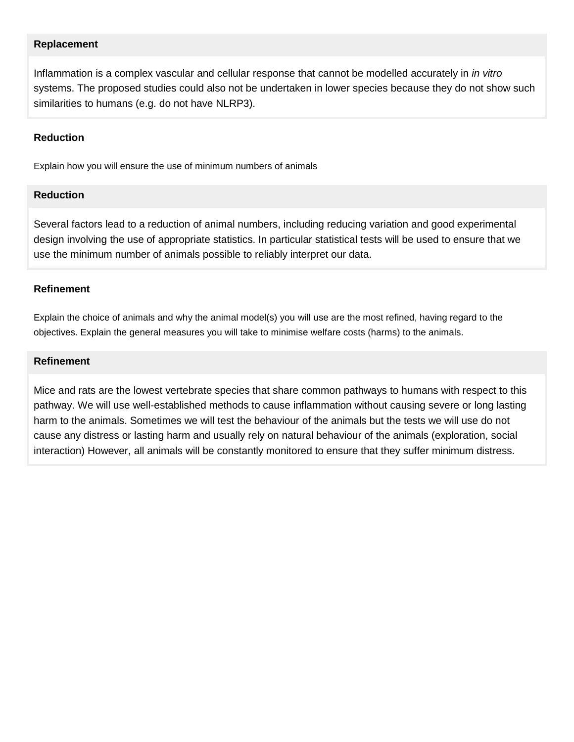### Replacement

Inflammation is a complex vascular and cellular response that cannot be modelled accurately in *in vitro* systems. The proposed studies could also not be undertaken in lower species because they do not show such similarities to humans (e.g. do not have NLRP3).

## Reduction

Explain how you will ensure the use of minimum numbers of animals

### Reduction

Several factors lead to a reduction of animal numbers, including reducing variation and good experimental design involving the use of appropriate statistics. In particular statistical tests will be used to ensure that we use the minimum number of animals possible to reliably interpret our data.

## Refinement

Explain the choice of animals and why the animal model(s) you will use are the most refined, having regard to the objectives. Explain the general measures you will take to minimise welfare costs (harms) to the animals.

### Refinement

Mice and rats are the lowest vertebrate species that share common pathways to humans with respect to this pathway. We will use well-established methods to cause inflammation without causing severe or long lasting harm to the animals. Sometimes we will test the behaviour of the animals but the tests we will use do not cause any distress or lasting harm and usually rely on natural behaviour of the animals (exploration, social interaction) However, all animals will be constantly monitored to ensure that they suffer minimum distress.